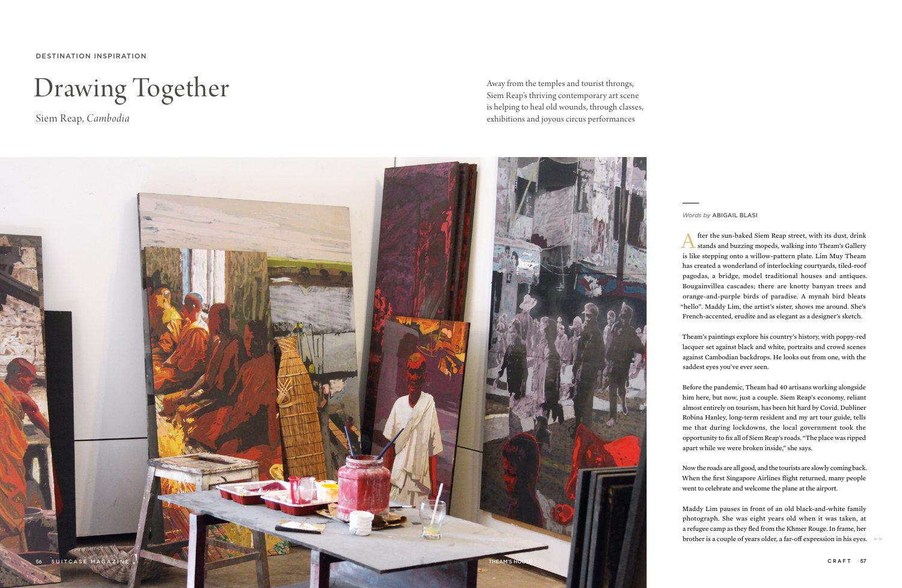DESTINATION INSPIRATION

# Drawing Together

Siem Reap, *Cambodia*

Away from the temples and tourist throngs, Siem Reap's thriving contemporary art scene is helping to heal old wounds, through classes, exhibitions and joyous circus performances

THEAM'S HOUSE

*Words by* ABIGAIL BLASI

After the sun-baked Siem Reap street, with its dust, drink stands and buzzing mopeds, walking into Theam's Gallery is like stepping onto a willow-pattern plate. Lim Muy Theam has created a wonderland of interlocking courtyards, tiled-roof pagodas, a bridge, model traditional houses and antiques. Bougainvillea cascades; there are knotty banyan trees and orange-and-purple birds of paradise. A mynah bird bleats "hello". Maddy Lim, the artist's sister, shows me around. She's French-accented, erudite and as elegant as a designer's sketch.

Theam's paintings explore his country's history, with poppy-red lacquer set against black and white, portraits and crowd scenes against Cambodian backdrops. He looks out from one, with the saddest eyes you've ever seen.

Before the pandemic, Theam had 40 artisans working alongside him here, but now, just a couple. Siem Reap's economy, reliant almost entirely on tourism, has been hit hard by Covid. Dubliner Robina Hanley, long-term resident and my art tour guide, tells me that during lockdowns, the local government took the opportunity to fix all of Siem Reap's roads. "The place was ripped apart while we were broken inside," she says.

Now the roads are all good, and the tourists are slowly coming back. When the first Singapore Airlines flight returned, many people went to celebrate and welcome the plane at the airport.

Maddy Lim pauses in front of an old black-and-white family photograph. She was eight years old when it was taken, at a refugee camp as they fled from the Khmer Rouge. In frame, her brother is a couple of years older, a far-off expression in his eyes.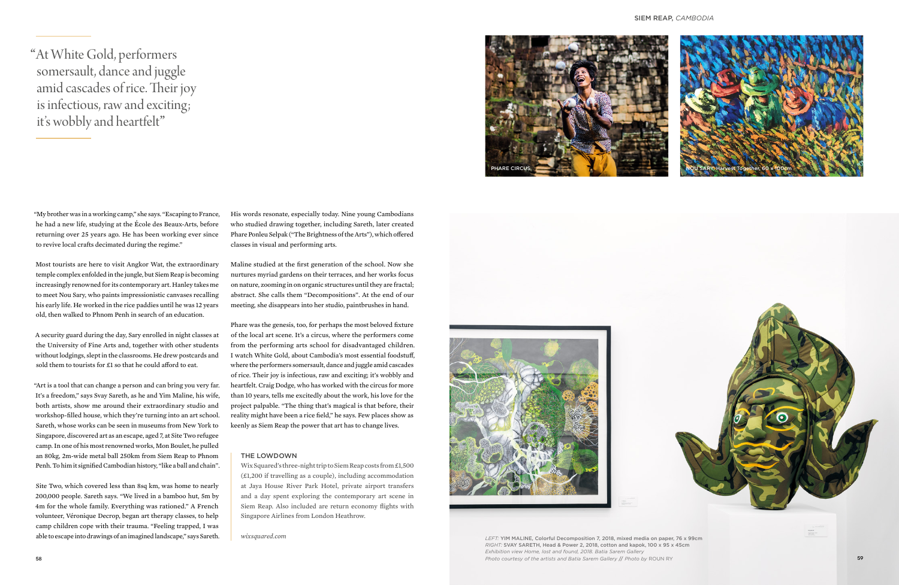> "At White Gold, performers somersault, dance and juggle amid cascades of rice. Their joy is infectious, raw and exciting; it's wobbly and heartfelt"

PHARE CIRCUS

NOU SARY, Harvest Together, 60 x 100cm

"My brother was in a working camp," she says. "Escaping to France, he had a new life, studying at the École des Beaux-Arts, before returning over 25 years ago. He has been working ever since to revive local crafts decimated during the regime."

Most tourists are here to visit Angkor Wat, the extraordinary temple complex enfolded in the jungle, but Siem Reap is becoming increasingly renowned for its contemporary art. Hanley takes me to meet Nou Sary, who paints impressionistic canvases recalling his early life. He worked in the rice paddies until he was 12 years old, then walked to Phnom Penh in search of an education.

A security guard during the day, Sary enrolled in night classes at the University of Fine Arts and, together with other students without lodgings, slept in the classrooms. He drew postcards and sold them to tourists for £1 so that he could afford to eat.

"Art is a tool that can change a person and can bring you very far. It's a freedom," says Svay Sareth, as he and Yim Maline, his wife, both artists, show me around their extraordinary studio and workshop-filled house, which they're turning into an art school. Sareth, whose works can be seen in museums from New York to Singapore, discovered art as an escape, aged 7, at Site Two refugee camp. In one of his most renowned works, Mon Boulet, he pulled an 80kg, 2m-wide metal ball 250km from Siem Reap to Phnom Penh. To him it signified Cambodian history, "like a ball and chain".

Site Two, which covered less than 8sq km, was home to nearly 200,000 people. Sareth says. "We lived in a bamboo hut, 5m by 4m for the whole family. Everything was rationed." A French volunteer, Véronique Decrop, began art therapy classes, to help camp children cope with their trauma. "Feeling trapped, I was able to escape into drawings of an imagined landscape," says Sareth.

His words resonate, especially today. Nine young Cambodians who studied drawing together, including Sareth, later created Phare Ponleu Selpak ("The Brightness of the Arts"), which offered classes in visual and performing arts.

Maline studied at the first generation of the school. Now she nurtures myriad gardens on their terraces, and her works focus on nature, zooming in on organic structures until they are fractal; abstract. She calls them "Decompositions". At the end of our meeting, she disappears into her studio, paintbrushes in hand.

Phare was the genesis, too, for perhaps the most beloved fixture of the local art scene. It's a circus, where the performers come from the performing arts school for disadvantaged children. I watch White Gold, about Cambodia's most essential foodstuff, where the performers somersault, dance and juggle amid cascades of rice. Their joy is infectious, raw and exciting; it's wobbly and heartfelt. Craig Dodge, who has worked with the circus for more than 10 years, tells me excitedly about the work, his love for the project palpable. "The thing that's magical is that before, their reality might have been a rice field," he says. Few places show as keenly as Siem Reap the power that art has to change lives.

## THE LOWDOWN

Wix Squared's three-night trip to Siem Reap costs from £1,500 (£1,200 if travelling as a couple), including accommodation at Jaya House River Park Hotel, private airport transfers and a day spent exploring the contemporary art scene in Siem Reap. Also included are return economy flights with Singapore Airlines from London Heathrow.

*wixsquared.com*

*LEFT:* YIM MALINE, Colorful Decomposition 7, 2018, mixed media on paper, 76 x 99cm
*RIGHT:* SVAY SARETH, Head & Power 2, 2018, cotton and kapok, 100 x 95 x 45cm
*Exhibition view Home, lost and found, 2018. Batia Sarem Gallery*
*Photo courtesy of the artists and Batia Sarem Gallery // Photo by* ROUN RY